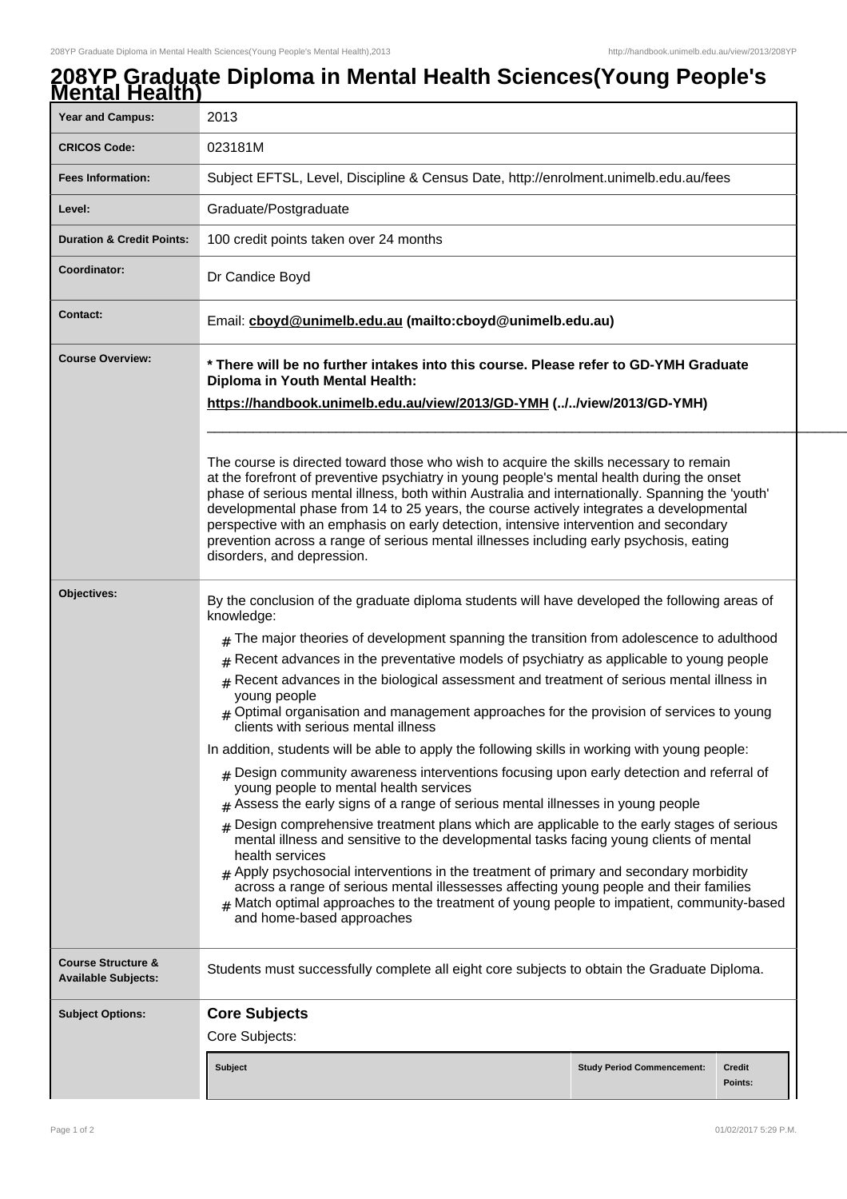# 208YP Graduate Diploma in Mental Health Sciences(Young People's Mental Health)

| | |
|---|---|
| **Year and Campus:** | 2013 |
| **CRICOS Code:** | 023181M |
| **Fees Information:** | Subject EFTSL, Level, Discipline & Census Date, http://enrolment.unimelb.edu.au/fees |
| **Level:** | Graduate/Postgraduate |
| **Duration & Credit Points:** | 100 credit points taken over 24 months |
| **Coordinator:** | Dr Candice Boyd |
| **Contact:** | Email: **cboyd@unimelb.edu.au (mailto:cboyd@unimelb.edu.au)** |

**Course Overview:**

**\* There will be no further intakes into this course. Please refer to GD-YMH Graduate Diploma in Youth Mental Health:**

**https://handbook.unimelb.edu.au/view/2013/GD-YMH (../../view/2013/GD-YMH)**

---

The course is directed toward those who wish to acquire the skills necessary to remain at the forefront of preventive psychiatry in young people's mental health during the onset phase of serious mental illness, both within Australia and internationally. Spanning the 'youth' developmental phase from 14 to 25 years, the course actively integrates a developmental perspective with an emphasis on early detection, intensive intervention and secondary prevention across a range of serious mental illnesses including early psychosis, eating disorders, and depression.

**Objectives:**

By the conclusion of the graduate diploma students will have developed the following areas of knowledge:

- The major theories of development spanning the transition from adolescence to adulthood
- Recent advances in the preventative models of psychiatry as applicable to young people
- Recent advances in the biological assessment and treatment of serious mental illness in young people
- Optimal organisation and management approaches for the provision of services to young clients with serious mental illness

In addition, students will be able to apply the following skills in working with young people:

- Design community awareness interventions focusing upon early detection and referral of young people to mental health services
- Assess the early signs of a range of serious mental illnesses in young people
- Design comprehensive treatment plans which are applicable to the early stages of serious mental illness and sensitive to the developmental tasks facing young clients of mental health services
- Apply psychosocial interventions in the treatment of primary and secondary morbidity across a range of serious mental illessesses affecting young people and their families
- Match optimal approaches to the treatment of young people to impatient, community-based and home-based approaches

**Course Structure & Available Subjects:**

Students must successfully complete all eight core subjects to obtain the Graduate Diploma.

**Subject Options:**

## Core Subjects

Core Subjects:

| Subject | Study Period Commencement: | Credit Points: |
|---|---|---|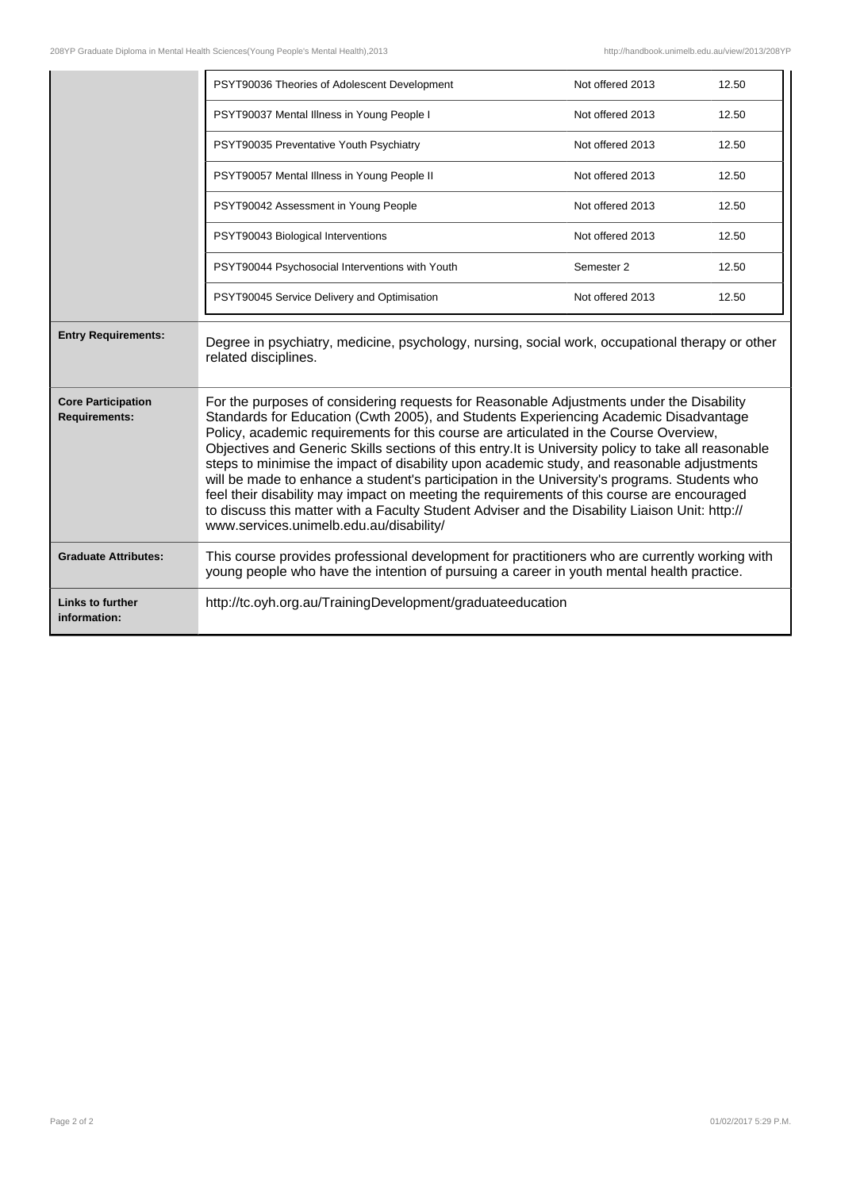| | | | |
|---|---|---|---|
| | PSYT90036 Theories of Adolescent Development | Not offered 2013 | 12.50 |
| | PSYT90037 Mental Illness in Young People I | Not offered 2013 | 12.50 |
| | PSYT90035 Preventative Youth Psychiatry | Not offered 2013 | 12.50 |
| | PSYT90057 Mental Illness in Young People II | Not offered 2013 | 12.50 |
| | PSYT90042 Assessment in Young People | Not offered 2013 | 12.50 |
| | PSYT90043 Biological Interventions | Not offered 2013 | 12.50 |
| | PSYT90044 Psychosocial Interventions with Youth | Semester 2 | 12.50 |
| | PSYT90045 Service Delivery and Optimisation | Not offered 2013 | 12.50 |

| | |
|---|---|
| **Entry Requirements:** | Degree in psychiatry, medicine, psychology, nursing, social work, occupational therapy or other related disciplines. |
| **Core Participation Requirements:** | For the purposes of considering requests for Reasonable Adjustments under the Disability Standards for Education (Cwth 2005), and Students Experiencing Academic Disadvantage Policy, academic requirements for this course are articulated in the Course Overview, Objectives and Generic Skills sections of this entry.It is University policy to take all reasonable steps to minimise the impact of disability upon academic study, and reasonable adjustments will be made to enhance a student's participation in the University's programs. Students who feel their disability may impact on meeting the requirements of this course are encouraged to discuss this matter with a Faculty Student Adviser and the Disability Liaison Unit: http://www.services.unimelb.edu.au/disability/ |
| **Graduate Attributes:** | This course provides professional development for practitioners who are currently working with young people who have the intention of pursuing a career in youth mental health practice. |
| **Links to further information:** | http://tc.oyh.org.au/TrainingDevelopment/graduateeducation |